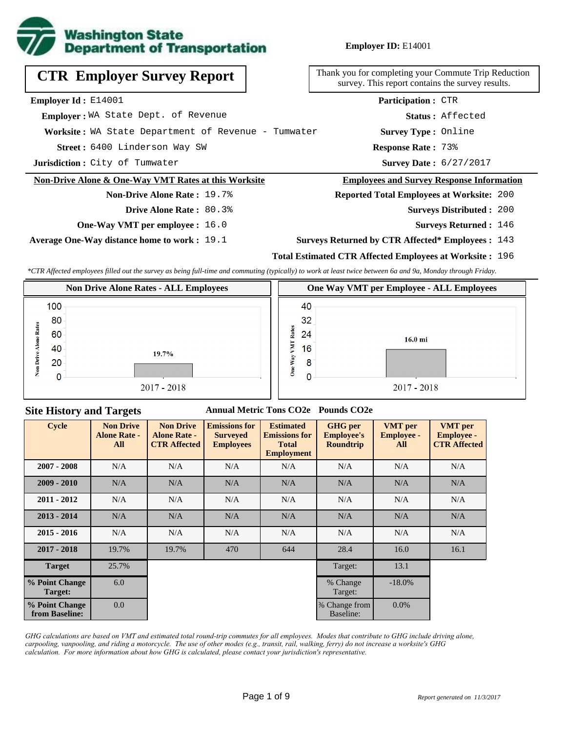Washington State Department of Transportation

**Employer ID:** E14001

# CTR Employer Survey Report

Thank you for completing your Commute Trip Reduction survey. This report contains the survey results.

**Employer Id :** E14001
**Employer :** WA State Dept. of Revenue
**Worksite :** WA State Department of Revenue - Tumwater
**Street :** 6400 Linderson Way SW
**Jurisdiction :** City of Tumwater

**Participation :** CTR
**Status :** Affected
**Survey Type :** Online
**Response Rate :** 73%
**Survey Date :** 6/27/2017

## Non-Drive Alone & One-Way VMT Rates at this Worksite

**Non-Drive Alone Rate :** 19.7%
**Drive Alone Rate :** 80.3%
**One-Way VMT per employee :** 16.0
**Average One-Way distance home to work :** 19.1

## Employees and Survey Response Information

**Reported Total Employees at Worksite:** 200
**Surveys Distributed :** 200
**Surveys Returned :** 146
**Surveys Returned by CTR Affected\* Employees :** 143
**Total Estimated CTR Affected Employees at Worksite :** 196

*\*CTR Affected employees filled out the survey as being full-time and commuting (typically) to work at least twice between 6a and 9a, Monday through Friday.*

**Non Drive Alone Rates - ALL Employees**

| Cycle | Non Drive Alone Rates |
|---|---|
| 2017 - 2018 | 19.7% |

**One Way VMT per Employee - ALL Employees**

| Cycle | One Way VMT Rates |
|---|---|
| 2017 - 2018 | 16.0 mi |

## Site History and Targets

Annual Metric Tons $CO_2e$ &nbsp; Pounds $CO_2e$

| Cycle | Non Drive Alone Rate - All | Non Drive Alone Rate - CTR Affected | Emissions for Surveyed Employees | Estimated Emissions for Total Employment | GHG per Employee's Roundtrip | VMT per Employee - All | VMT per Employee - CTR Affected |
|---|---|---|---|---|---|---|---|
| 2007 - 2008 | N/A | N/A | N/A | N/A | N/A | N/A | N/A |
| 2009 - 2010 | N/A | N/A | N/A | N/A | N/A | N/A | N/A |
| 2011 - 2012 | N/A | N/A | N/A | N/A | N/A | N/A | N/A |
| 2013 - 2014 | N/A | N/A | N/A | N/A | N/A | N/A | N/A |
| 2015 - 2016 | N/A | N/A | N/A | N/A | N/A | N/A | N/A |
| 2017 - 2018 | 19.7% | 19.7% | 470 | 644 | 28.4 | 16.0 | 16.1 |
| Target | 25.7% | | | | Target: | 13.1 | |
| % Point Change Target: | 6.0 | | | | % Change Target: | -18.0% | |
| % Point Change from Baseline: | 0.0 | | | | % Change from Baseline: | 0.0% | |

*GHG calculations are based on VMT and estimated total round-trip commutes for all employees. Modes that contribute to GHG include driving alone, carpooling, vanpooling, and riding a motorcycle. The use of other modes (e.g., transit, rail, walking, ferry) do not increase a worksite's GHG calculation. For more information about how GHG is calculated, please contact your jurisdiction's representative.*

*Report generated on 11/3/2017*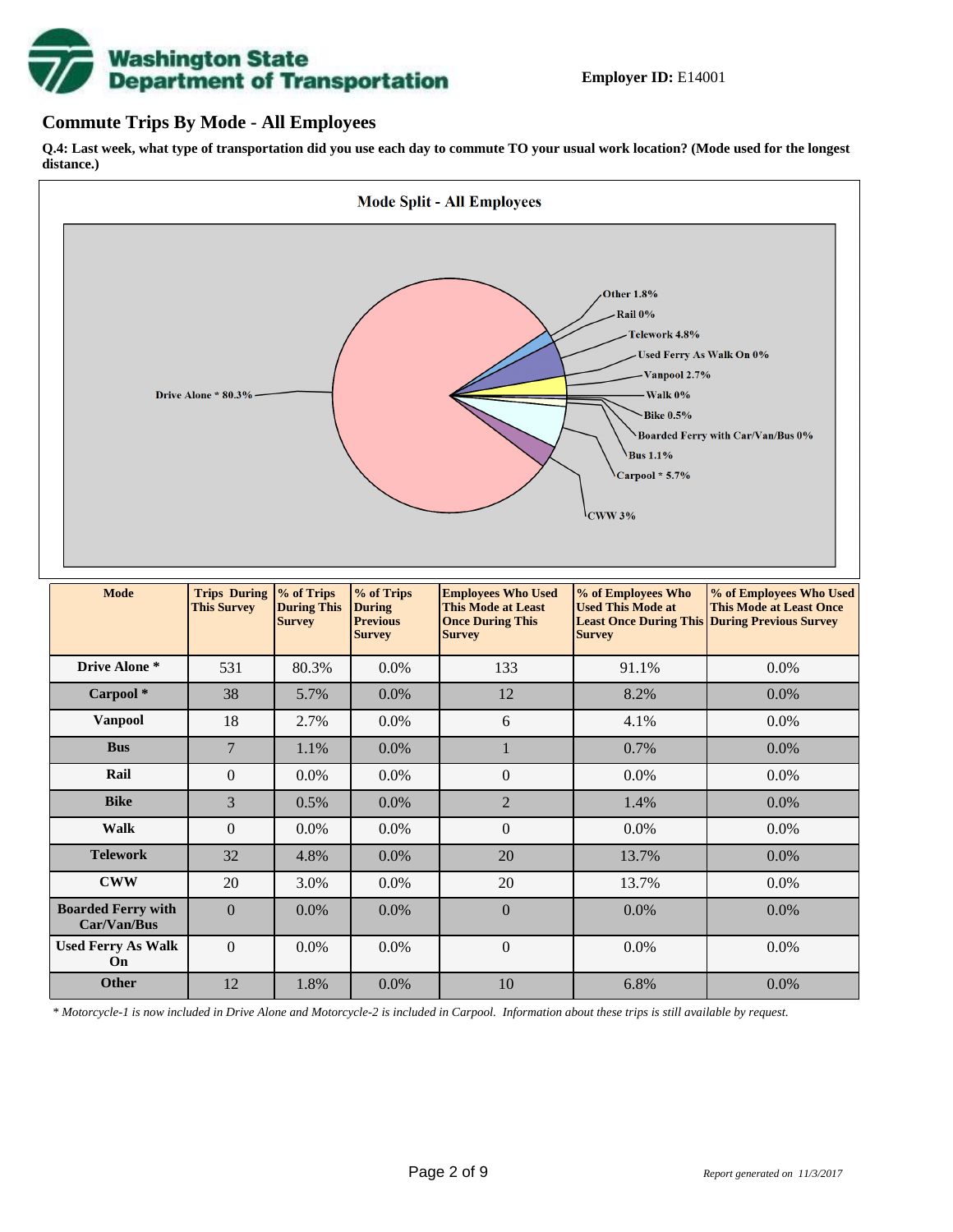**Employer ID:** E14001

## Commute Trips By Mode - All Employees

**Q.4: Last week, what type of transportation did you use each day to commute TO your usual work location? (Mode used for the longest distance.)**

**Mode Split - All Employees**

Drive Alone * 80.3%
Other 1.8%
Rail 0%
Telework 4.8%
Used Ferry As Walk On 0%
Vanpool 2.7%
Walk 0%
Bike 0.5%
Boarded Ferry with Car/Van/Bus 0%
Bus 1.1%
Carpool * 5.7%
CWW 3%

| Mode | Trips During This Survey | % of Trips During This Survey | % of Trips During Previous Survey | Employees Who Used This Mode at Least Once During This Survey | % of Employees Who Used This Mode at Least Once During This Survey | % of Employees Who Used This Mode at Least Once During Previous Survey |
|---|---|---|---|---|---|---|
| Drive Alone * | 531 | 80.3% | 0.0% | 133 | 91.1% | 0.0% |
| Carpool * | 38 | 5.7% | 0.0% | 12 | 8.2% | 0.0% |
| Vanpool | 18 | 2.7% | 0.0% | 6 | 4.1% | 0.0% |
| Bus | 7 | 1.1% | 0.0% | 1 | 0.7% | 0.0% |
| Rail | 0 | 0.0% | 0.0% | 0 | 0.0% | 0.0% |
| Bike | 3 | 0.5% | 0.0% | 2 | 1.4% | 0.0% |
| Walk | 0 | 0.0% | 0.0% | 0 | 0.0% | 0.0% |
| Telework | 32 | 4.8% | 0.0% | 20 | 13.7% | 0.0% |
| CWW | 20 | 3.0% | 0.0% | 20 | 13.7% | 0.0% |
| Boarded Ferry with Car/Van/Bus | 0 | 0.0% | 0.0% | 0 | 0.0% | 0.0% |
| Used Ferry As Walk On | 0 | 0.0% | 0.0% | 0 | 0.0% | 0.0% |
| Other | 12 | 1.8% | 0.0% | 10 | 6.8% | 0.0% |

*\* Motorcycle-1 is now included in Drive Alone and Motorcycle-2 is included in Carpool. Information about these trips is still available by request.*

*Report generated on 11/3/2017*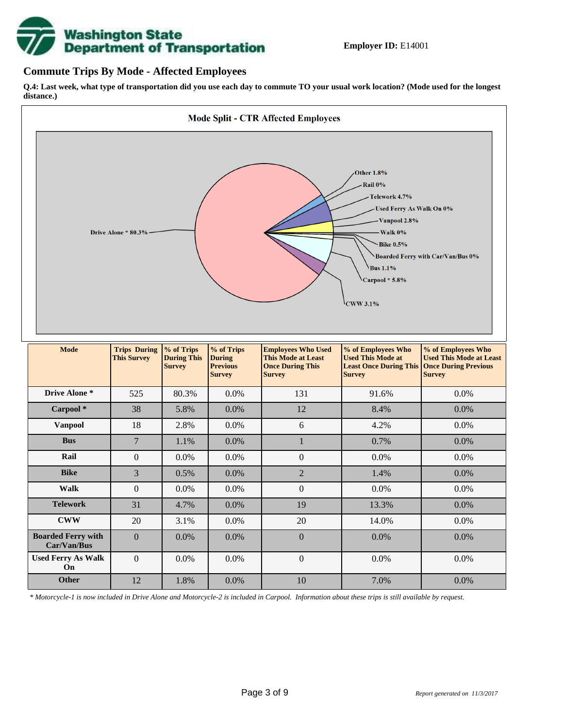**Employer ID:** E14001

## Commute Trips By Mode - Affected Employees

**Q.4: Last week, what type of transportation did you use each day to commute TO your usual work location? (Mode used for the longest distance.)**

**Mode Split - CTR Affected Employees**

Drive Alone * 80.3%
Other 1.8%
Rail 0%
Telework 4.7%
Used Ferry As Walk On 0%
Vanpool 2.8%
Walk 0%
Bike 0.5%
Boarded Ferry with Car/Van/Bus 0%
Bus 1.1%
Carpool * 5.8%
CWW 3.1%

| Mode | Trips During This Survey | % of Trips During This Survey | % of Trips During Previous Survey | Employees Who Used This Mode at Least Once During This Survey | % of Employees Who Used This Mode at Least Once During This Survey | % of Employees Who Used This Mode at Least Once During Previous Survey |
|---|---|---|---|---|---|---|
| Drive Alone * | 525 | 80.3% | 0.0% | 131 | 91.6% | 0.0% |
| Carpool * | 38 | 5.8% | 0.0% | 12 | 8.4% | 0.0% |
| Vanpool | 18 | 2.8% | 0.0% | 6 | 4.2% | 0.0% |
| Bus | 7 | 1.1% | 0.0% | 1 | 0.7% | 0.0% |
| Rail | 0 | 0.0% | 0.0% | 0 | 0.0% | 0.0% |
| Bike | 3 | 0.5% | 0.0% | 2 | 1.4% | 0.0% |
| Walk | 0 | 0.0% | 0.0% | 0 | 0.0% | 0.0% |
| Telework | 31 | 4.7% | 0.0% | 19 | 13.3% | 0.0% |
| CWW | 20 | 3.1% | 0.0% | 20 | 14.0% | 0.0% |
| Boarded Ferry with Car/Van/Bus | 0 | 0.0% | 0.0% | 0 | 0.0% | 0.0% |
| Used Ferry As Walk On | 0 | 0.0% | 0.0% | 0 | 0.0% | 0.0% |
| Other | 12 | 1.8% | 0.0% | 10 | 7.0% | 0.0% |

*\* Motorcycle-1 is now included in Drive Alone and Motorcycle-2 is included in Carpool. Information about these trips is still available by request.*

*Report generated on 11/3/2017*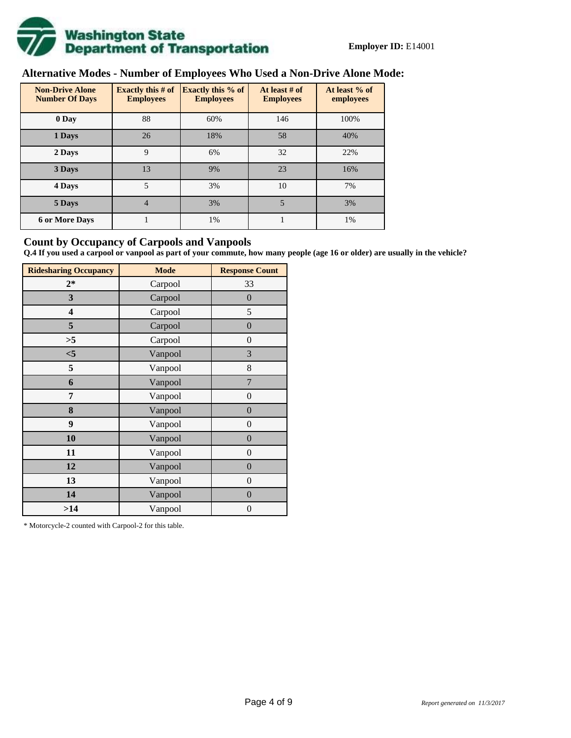**Employer ID:** E14001

## Alternative Modes - Number of Employees Who Used a Non-Drive Alone Mode:

| Non-Drive Alone Number Of Days | Exactly this # of Employees | Exactly this % of Employees | At least # of Employees | At least % of employees |
|---|---|---|---|---|
| 0 Day | 88 | 60% | 146 | 100% |
| 1 Days | 26 | 18% | 58 | 40% |
| 2 Days | 9 | 6% | 32 | 22% |
| 3 Days | 13 | 9% | 23 | 16% |
| 4 Days | 5 | 3% | 10 | 7% |
| 5 Days | 4 | 3% | 5 | 3% |
| 6 or More Days | 1 | 1% | 1 | 1% |

## Count by Occupancy of Carpools and Vanpools

**Q.4 If you used a carpool or vanpool as part of your commute, how many people (age 16 or older) are usually in the vehicle?**

| Ridesharing Occupancy | Mode | Response Count |
|---|---|---|
| 2* | Carpool | 33 |
| 3 | Carpool | 0 |
| 4 | Carpool | 5 |
| 5 | Carpool | 0 |
| >5 | Carpool | 0 |
| <5 | Vanpool | 3 |
| 5 | Vanpool | 8 |
| 6 | Vanpool | 7 |
| 7 | Vanpool | 0 |
| 8 | Vanpool | 0 |
| 9 | Vanpool | 0 |
| 10 | Vanpool | 0 |
| 11 | Vanpool | 0 |
| 12 | Vanpool | 0 |
| 13 | Vanpool | 0 |
| 14 | Vanpool | 0 |
| >14 | Vanpool | 0 |

* Motorcycle-2 counted with Carpool-2 for this table.

*Report generated on 11/3/2017*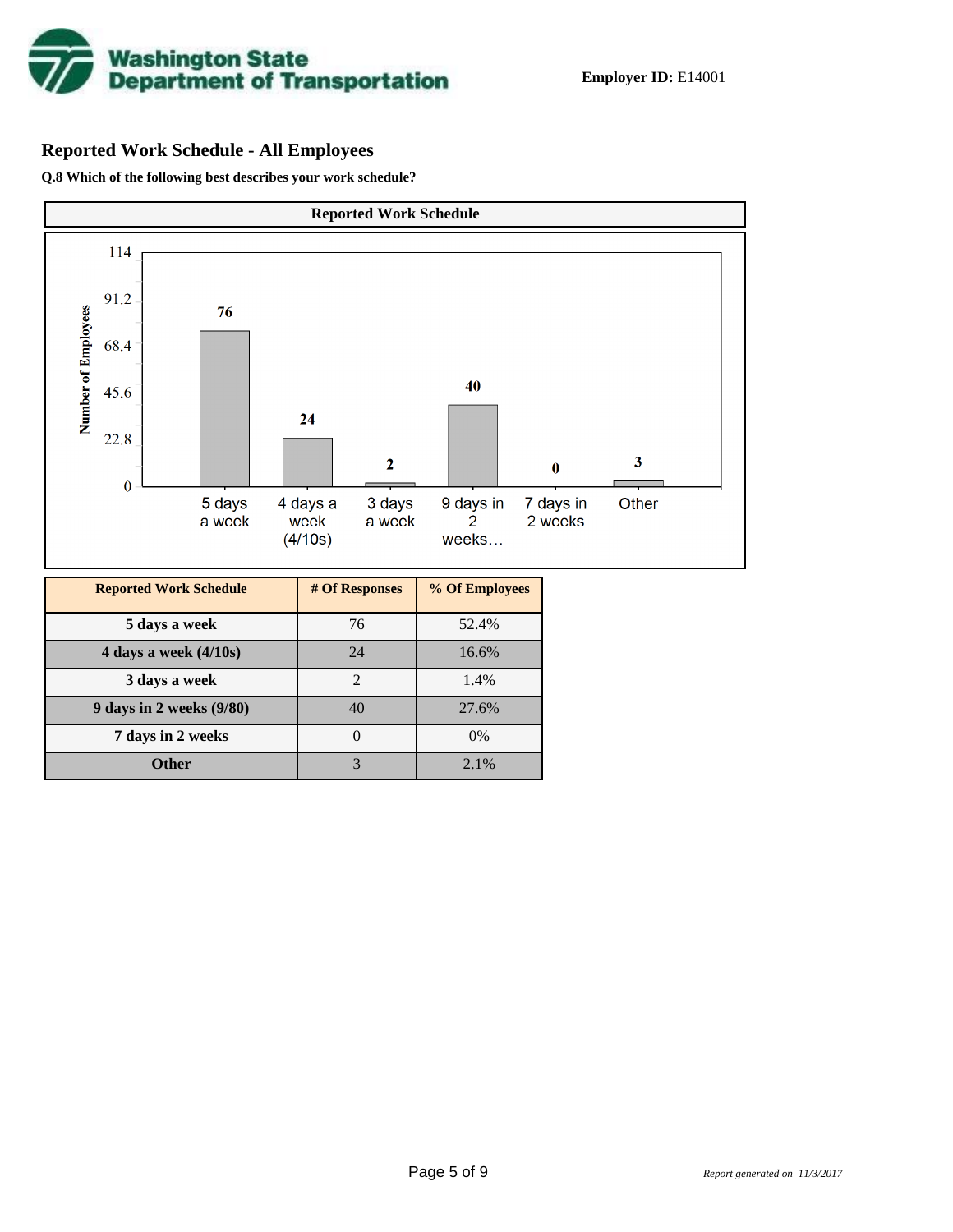**Employer ID:** E14001

## Reported Work Schedule - All Employees

**Q.8 Which of the following best describes your work schedule?**

**Reported Work Schedule**

| Reported Work Schedule | # Of Responses | % Of Employees |
|---|---|---|
| 5 days a week | 76 | 52.4% |
| 4 days a week (4/10s) | 24 | 16.6% |
| 3 days a week | 2 | 1.4% |
| 9 days in 2 weeks (9/80) | 40 | 27.6% |
| 7 days in 2 weeks | 0 | 0% |
| Other | 3 | 2.1% |

*Report generated on 11/3/2017*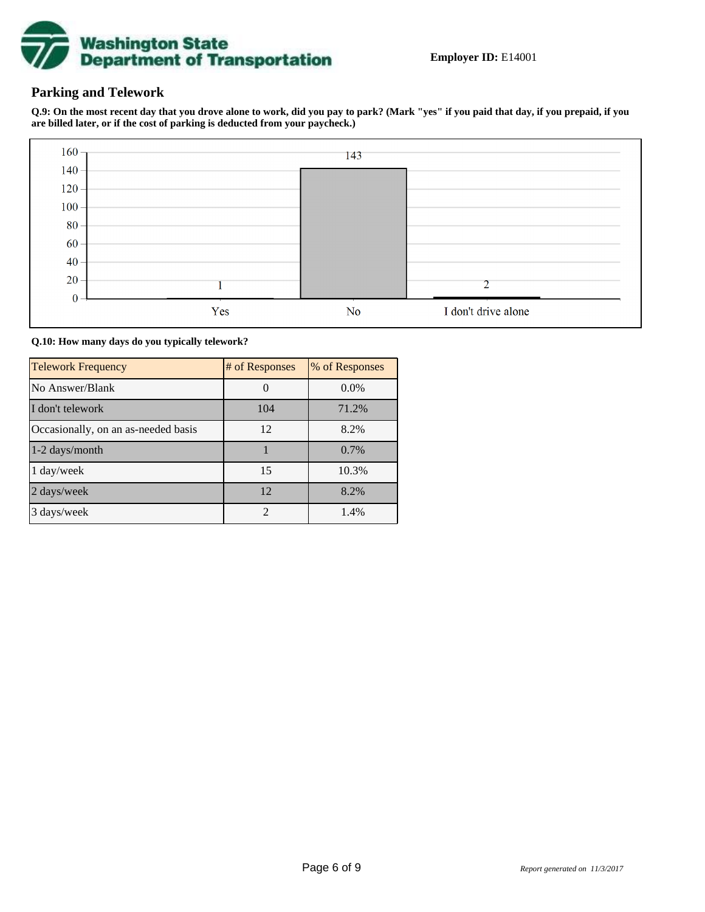**Employer ID:** E14001

## Parking and Telework

**Q.9: On the most recent day that you drove alone to work, did you pay to park? (Mark "yes" if you paid that day, if you prepaid, if you are billed later, or if the cost of parking is deducted from your paycheck.)**

| Response | # of Responses |
|---|---|
| Yes | 1 |
| No | 143 |
| I don't drive alone | 2 |

**Q.10: How many days do you typically telework?**

| Telework Frequency | # of Responses | % of Responses |
|---|---|---|
| No Answer/Blank | 0 | 0.0% |
| I don't telework | 104 | 71.2% |
| Occasionally, on an as-needed basis | 12 | 8.2% |
| 1-2 days/month | 1 | 0.7% |
| 1 day/week | 15 | 10.3% |
| 2 days/week | 12 | 8.2% |
| 3 days/week | 2 | 1.4% |

*Report generated on 11/3/2017*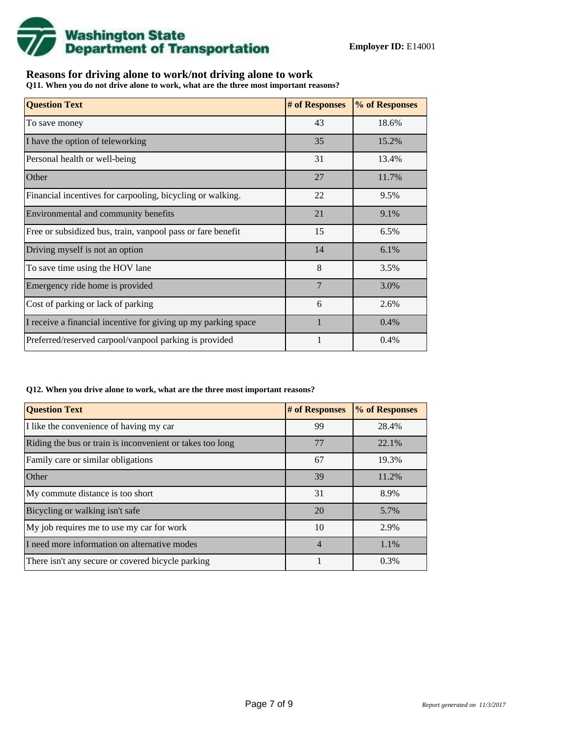**Employer ID:** E14001

## Reasons for driving alone to work/not driving alone to work

**Q11. When you do not drive alone to work, what are the three most important reasons?**

| Question Text | # of Responses | % of Responses |
|---|---|---|
| To save money | 43 | 18.6% |
| I have the option of teleworking | 35 | 15.2% |
| Personal health or well-being | 31 | 13.4% |
| Other | 27 | 11.7% |
| Financial incentives for carpooling, bicycling or walking. | 22 | 9.5% |
| Environmental and community benefits | 21 | 9.1% |
| Free or subsidized bus, train, vanpool pass or fare benefit | 15 | 6.5% |
| Driving myself is not an option | 14 | 6.1% |
| To save time using the HOV lane | 8 | 3.5% |
| Emergency ride home is provided | 7 | 3.0% |
| Cost of parking or lack of parking | 6 | 2.6% |
| I receive a financial incentive for giving up my parking space | 1 | 0.4% |
| Preferred/reserved carpool/vanpool parking is provided | 1 | 0.4% |

**Q12. When you drive alone to work, what are the three most important reasons?**

| Question Text | # of Responses | % of Responses |
|---|---|---|
| I like the convenience of having my car | 99 | 28.4% |
| Riding the bus or train is inconvenient or takes too long | 77 | 22.1% |
| Family care or similar obligations | 67 | 19.3% |
| Other | 39 | 11.2% |
| My commute distance is too short | 31 | 8.9% |
| Bicycling or walking isn't safe | 20 | 5.7% |
| My job requires me to use my car for work | 10 | 2.9% |
| I need more information on alternative modes | 4 | 1.1% |
| There isn't any secure or covered bicycle parking | 1 | 0.3% |

*Report generated on 11/3/2017*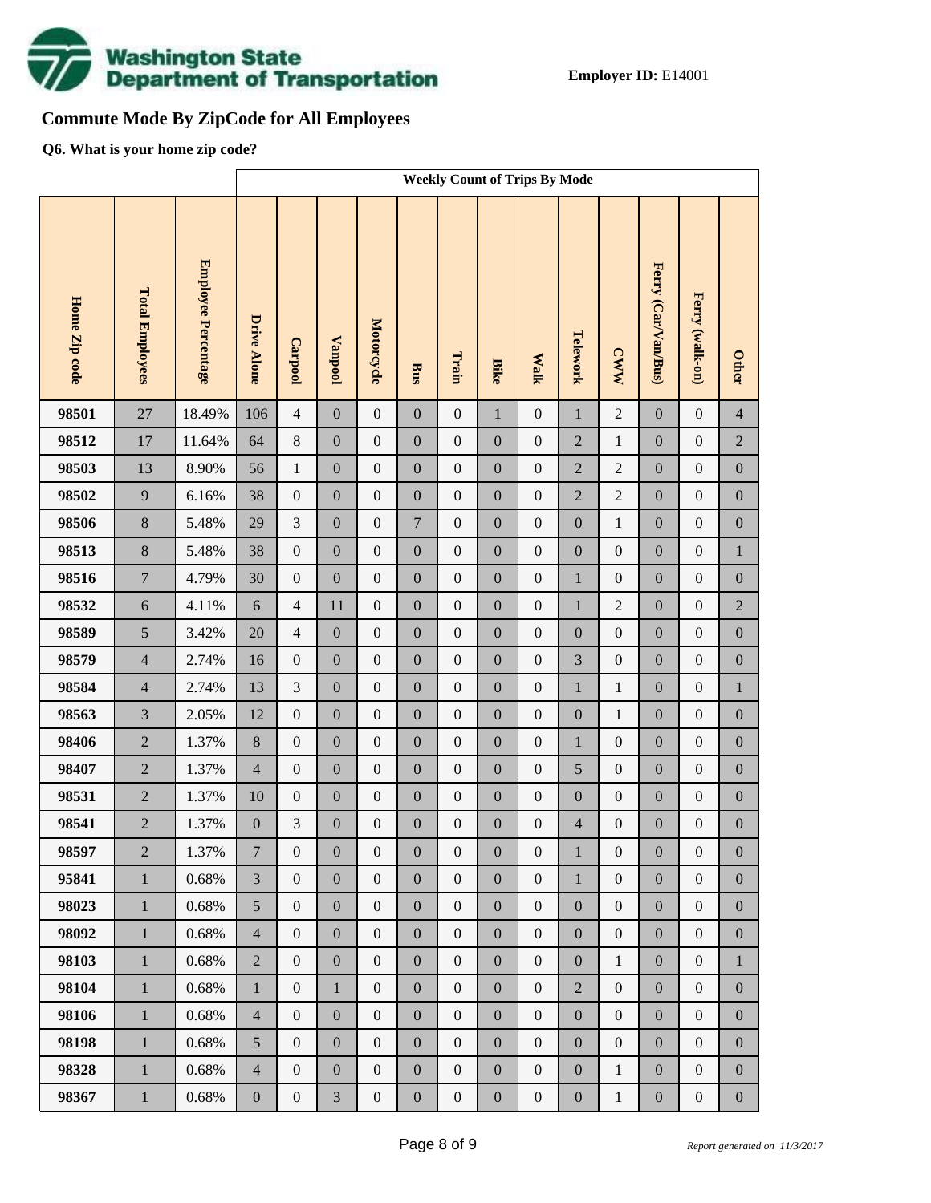**Employer ID:** E14001

## Commute Mode By ZipCode for All Employees

**Q6. What is your home zip code?**

| | | | Weekly Count of Trips By Mode | | | | | | | | | | | | |
|---|---|---|---|---|---|---|---|---|---|---|---|---|---|---|---|
| **Home Zip code** | **Total Employees** | **Employee Percentage** | **Drive Alone** | **Carpool** | **Vanpool** | **Motorcycle** | **Bus** | **Train** | **Bike** | **Walk** | **Telework** | **CWW** | **Ferry (Car/Van/Bus)** | **Ferry (walk-on)** | **Other** |
| **98501** | 27 | 18.49% | 106 | 4 | 0 | 0 | 0 | 0 | 1 | 0 | 1 | 2 | 0 | 0 | 4 |
| **98512** | 17 | 11.64% | 64 | 8 | 0 | 0 | 0 | 0 | 0 | 0 | 2 | 1 | 0 | 0 | 2 |
| **98503** | 13 | 8.90% | 56 | 1 | 0 | 0 | 0 | 0 | 0 | 0 | 2 | 2 | 0 | 0 | 0 |
| **98502** | 9 | 6.16% | 38 | 0 | 0 | 0 | 0 | 0 | 0 | 0 | 2 | 2 | 0 | 0 | 0 |
| **98506** | 8 | 5.48% | 29 | 3 | 0 | 0 | 7 | 0 | 0 | 0 | 0 | 1 | 0 | 0 | 0 |
| **98513** | 8 | 5.48% | 38 | 0 | 0 | 0 | 0 | 0 | 0 | 0 | 0 | 0 | 0 | 0 | 1 |
| **98516** | 7 | 4.79% | 30 | 0 | 0 | 0 | 0 | 0 | 0 | 0 | 1 | 0 | 0 | 0 | 0 |
| **98532** | 6 | 4.11% | 6 | 4 | 11 | 0 | 0 | 0 | 0 | 0 | 1 | 2 | 0 | 0 | 2 |
| **98589** | 5 | 3.42% | 20 | 4 | 0 | 0 | 0 | 0 | 0 | 0 | 0 | 0 | 0 | 0 | 0 |
| **98579** | 4 | 2.74% | 16 | 0 | 0 | 0 | 0 | 0 | 0 | 0 | 3 | 0 | 0 | 0 | 0 |
| **98584** | 4 | 2.74% | 13 | 3 | 0 | 0 | 0 | 0 | 0 | 0 | 1 | 1 | 0 | 0 | 1 |
| **98563** | 3 | 2.05% | 12 | 0 | 0 | 0 | 0 | 0 | 0 | 0 | 0 | 1 | 0 | 0 | 0 |
| **98406** | 2 | 1.37% | 8 | 0 | 0 | 0 | 0 | 0 | 0 | 0 | 1 | 0 | 0 | 0 | 0 |
| **98407** | 2 | 1.37% | 4 | 0 | 0 | 0 | 0 | 0 | 0 | 0 | 5 | 0 | 0 | 0 | 0 |
| **98531** | 2 | 1.37% | 10 | 0 | 0 | 0 | 0 | 0 | 0 | 0 | 0 | 0 | 0 | 0 | 0 |
| **98541** | 2 | 1.37% | 0 | 3 | 0 | 0 | 0 | 0 | 0 | 0 | 4 | 0 | 0 | 0 | 0 |
| **98597** | 2 | 1.37% | 7 | 0 | 0 | 0 | 0 | 0 | 0 | 0 | 1 | 0 | 0 | 0 | 0 |
| **95841** | 1 | 0.68% | 3 | 0 | 0 | 0 | 0 | 0 | 0 | 0 | 1 | 0 | 0 | 0 | 0 |
| **98023** | 1 | 0.68% | 5 | 0 | 0 | 0 | 0 | 0 | 0 | 0 | 0 | 0 | 0 | 0 | 0 |
| **98092** | 1 | 0.68% | 4 | 0 | 0 | 0 | 0 | 0 | 0 | 0 | 0 | 0 | 0 | 0 | 0 |
| **98103** | 1 | 0.68% | 2 | 0 | 0 | 0 | 0 | 0 | 0 | 0 | 0 | 1 | 0 | 0 | 1 |
| **98104** | 1 | 0.68% | 1 | 0 | 1 | 0 | 0 | 0 | 0 | 0 | 2 | 0 | 0 | 0 | 0 |
| **98106** | 1 | 0.68% | 4 | 0 | 0 | 0 | 0 | 0 | 0 | 0 | 0 | 0 | 0 | 0 | 0 |
| **98198** | 1 | 0.68% | 5 | 0 | 0 | 0 | 0 | 0 | 0 | 0 | 0 | 0 | 0 | 0 | 0 |
| **98328** | 1 | 0.68% | 4 | 0 | 0 | 0 | 0 | 0 | 0 | 0 | 0 | 1 | 0 | 0 | 0 |
| **98367** | 1 | 0.68% | 0 | 0 | 3 | 0 | 0 | 0 | 0 | 0 | 0 | 1 | 0 | 0 | 0 |

*Report generated on 11/3/2017*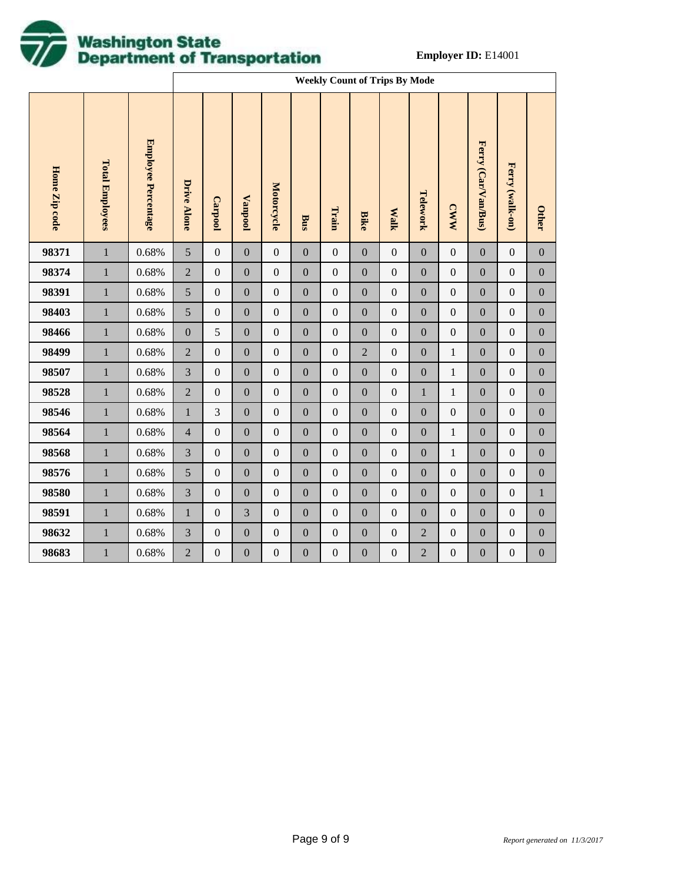# Washington State Department of Transportation

**Employer ID:** E14001

| Home Zip code | Total Employees | Employee Percentage | Weekly Count of Trips By Mode | | | | | | | | | | | | |
|---|---|---|---|---|---|---|---|---|---|---|---|---|---|---|---|
| | | | Drive Alone | Carpool | Vanpool | Motorcycle | Bus | Train | Bike | Walk | Telework | CWW | Ferry (Car/Van/Bus) | Ferry (walk-on) | Other |
| 98371 | 1 | 0.68% | 5 | 0 | 0 | 0 | 0 | 0 | 0 | 0 | 0 | 0 | 0 | 0 | 0 |
| 98374 | 1 | 0.68% | 2 | 0 | 0 | 0 | 0 | 0 | 0 | 0 | 0 | 0 | 0 | 0 | 0 |
| 98391 | 1 | 0.68% | 5 | 0 | 0 | 0 | 0 | 0 | 0 | 0 | 0 | 0 | 0 | 0 | 0 |
| 98403 | 1 | 0.68% | 5 | 0 | 0 | 0 | 0 | 0 | 0 | 0 | 0 | 0 | 0 | 0 | 0 |
| 98466 | 1 | 0.68% | 0 | 5 | 0 | 0 | 0 | 0 | 0 | 0 | 0 | 0 | 0 | 0 | 0 |
| 98499 | 1 | 0.68% | 2 | 0 | 0 | 0 | 0 | 0 | 2 | 0 | 0 | 1 | 0 | 0 | 0 |
| 98507 | 1 | 0.68% | 3 | 0 | 0 | 0 | 0 | 0 | 0 | 0 | 0 | 1 | 0 | 0 | 0 |
| 98528 | 1 | 0.68% | 2 | 0 | 0 | 0 | 0 | 0 | 0 | 0 | 1 | 1 | 0 | 0 | 0 |
| 98546 | 1 | 0.68% | 1 | 3 | 0 | 0 | 0 | 0 | 0 | 0 | 0 | 0 | 0 | 0 | 0 |
| 98564 | 1 | 0.68% | 4 | 0 | 0 | 0 | 0 | 0 | 0 | 0 | 0 | 1 | 0 | 0 | 0 |
| 98568 | 1 | 0.68% | 3 | 0 | 0 | 0 | 0 | 0 | 0 | 0 | 0 | 1 | 0 | 0 | 0 |
| 98576 | 1 | 0.68% | 5 | 0 | 0 | 0 | 0 | 0 | 0 | 0 | 0 | 0 | 0 | 0 | 0 |
| 98580 | 1 | 0.68% | 3 | 0 | 0 | 0 | 0 | 0 | 0 | 0 | 0 | 0 | 0 | 0 | 1 |
| 98591 | 1 | 0.68% | 1 | 0 | 3 | 0 | 0 | 0 | 0 | 0 | 0 | 0 | 0 | 0 | 0 |
| 98632 | 1 | 0.68% | 3 | 0 | 0 | 0 | 0 | 0 | 0 | 0 | 2 | 0 | 0 | 0 | 0 |
| 98683 | 1 | 0.68% | 2 | 0 | 0 | 0 | 0 | 0 | 0 | 0 | 2 | 0 | 0 | 0 | 0 |

*Report generated on 11/3/2017*